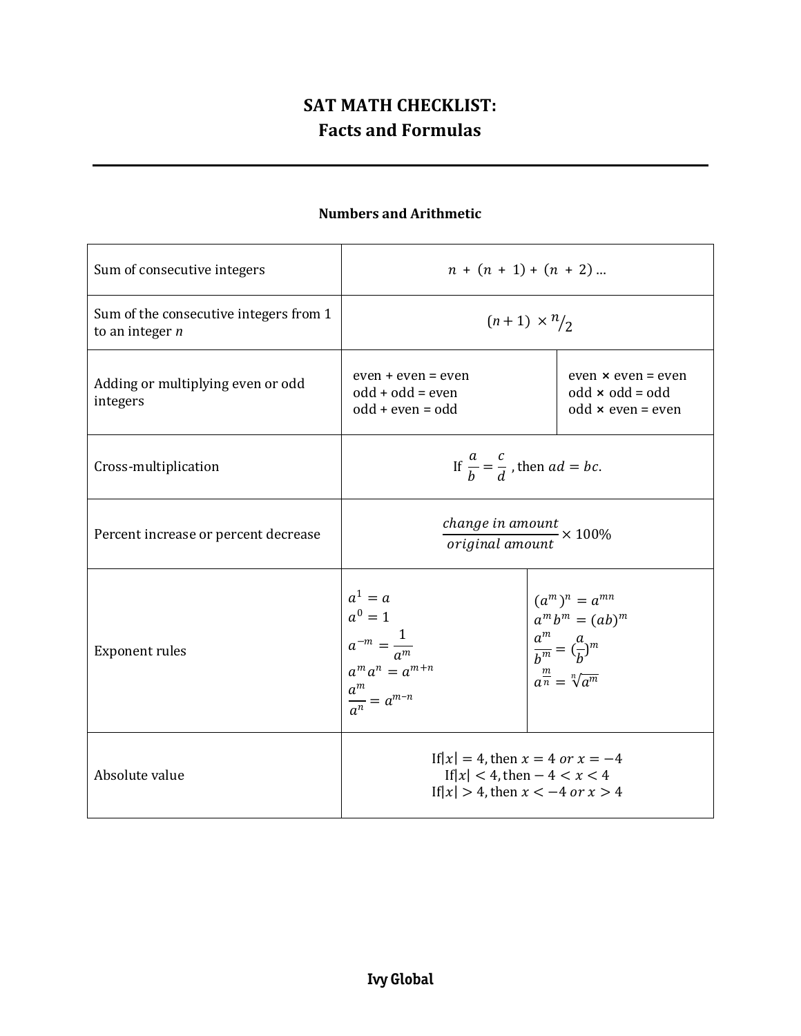# SAT MATH CHECKLIST: Facts and Formulas

## Numbers and Arithmetic

| | | |
|---|---|---|
| Sum of consecutive integers | $n + (n + 1) + (n + 2) \ldots$ | |
| Sum of the consecutive integers from 1 to an integer $n$ | $(n+1) \times {}^{n}/_{2}$ | |
| Adding or multiplying even or odd integers | even + even = even<br>odd + odd = even<br>odd + even = odd | even × even = even<br>odd × odd = odd<br>odd × even = even |
| Cross-multiplication | If $\frac{a}{b} = \frac{c}{d}$, then $ad = bc$. | |
| Percent increase or percent decrease | $\frac{\textit{change in amount}}{\textit{original amount}} \times 100\%$ | |
| Exponent rules | $a^1 = a$<br>$a^0 = 1$<br>$a^{-m} = \frac{1}{a^m}$<br>$a^m a^n = a^{m+n}$<br>$\frac{a^m}{a^n} = a^{m-n}$ | $(a^m)^n = a^{mn}$<br>$a^m b^m = (ab)^m$<br>$\frac{a^m}{b^m} = (\frac{a}{b})^m$<br>$a^{\frac{m}{n}} = \sqrt[n]{a^m}$ |
| Absolute value | If $\|x\| = 4$, then $x = 4$ *or* $x = -4$<br>If $\|x\| < 4$, then $-4 < x < 4$<br>If $\|x\| > 4$, then $x < -4$ *or* $x > 4$ | |

**Ivy Global**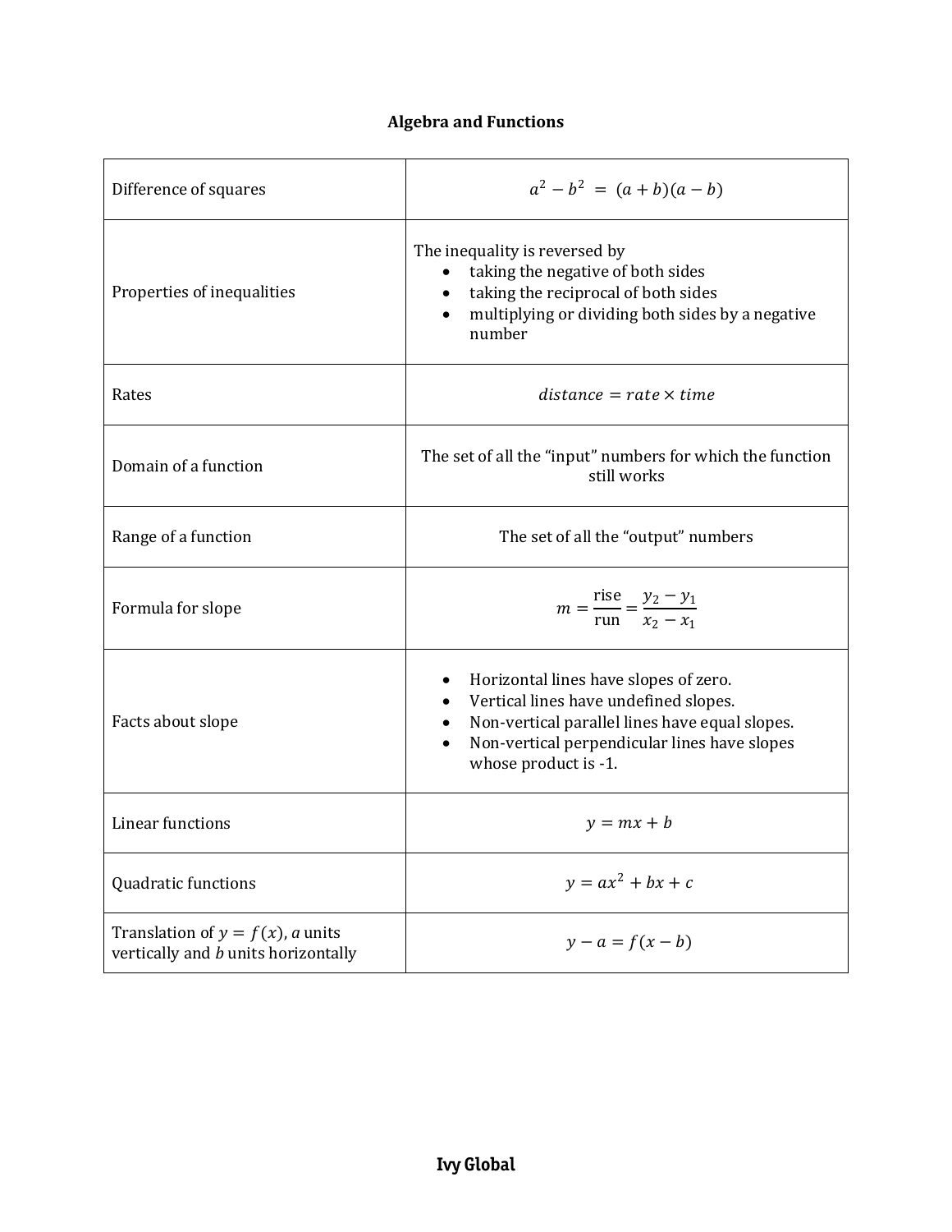## Algebra and Functions

| | |
|---|---|
| Difference of squares | $a^2 - b^2 = (a+b)(a-b)$ |
| Properties of inequalities | The inequality is reversed by <br>• taking the negative of both sides <br>• taking the reciprocal of both sides <br>• multiplying or dividing both sides by a negative number |
| Rates | $distance = rate \times time$ |
| Domain of a function | The set of all the "input" numbers for which the function still works |
| Range of a function | The set of all the "output" numbers |
| Formula for slope | $m = \frac{\text{rise}}{\text{run}} = \frac{y_2 - y_1}{x_2 - x_1}$ |
| Facts about slope | • Horizontal lines have slopes of zero. <br>• Vertical lines have undefined slopes. <br>• Non-vertical parallel lines have equal slopes. <br>• Non-vertical perpendicular lines have slopes whose product is -1. |
| Linear functions | $y = mx + b$ |
| Quadratic functions | $y = ax^2 + bx + c$ |
| Translation of $y = f(x)$, $a$ units vertically and $b$ units horizontally | $y - a = f(x - b)$ |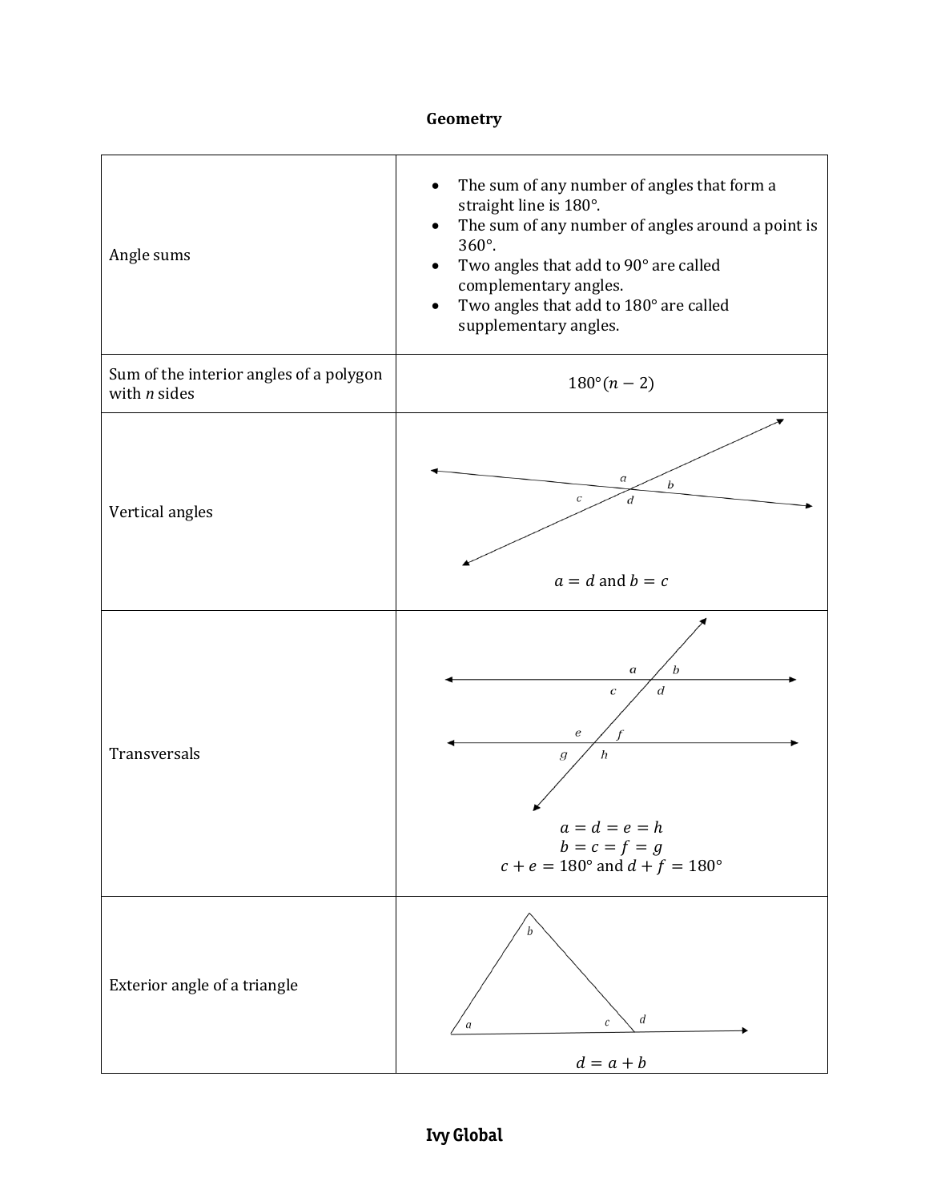# Geometry

| | |
|---|---|
| Angle sums | • The sum of any number of angles that form a straight line is 180°. • The sum of any number of angles around a point is 360°. • Two angles that add to 90° are called complementary angles. • Two angles that add to 180° are called supplementary angles. |
| Sum of the interior angles of a polygon with *n* sides | $180°(n-2)$ |
| Vertical angles | $a = d$ and $b = c$ |
| Transversals | $a = d = e = h$ $b = c = f = g$ $c + e = 180°$ and $d + f = 180°$ |
| Exterior angle of a triangle | $d = a + b$ |

**Ivy Global**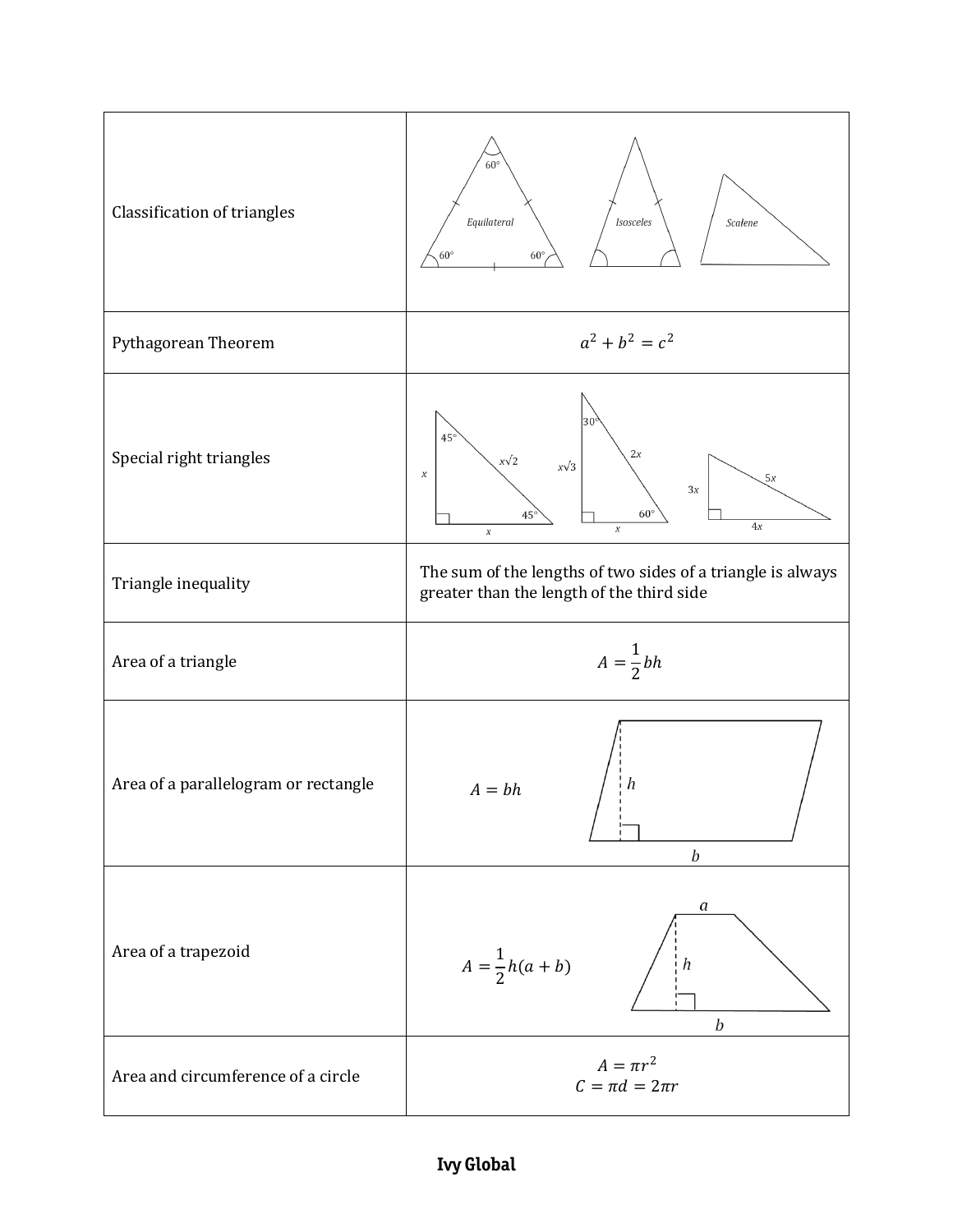| | |
|---|---|
| Classification of triangles | Equilateral (60°, 60°, 60°) / Isosceles / Scalene |
| Pythagorean Theorem | $a^2 + b^2 = c^2$ |
| Special right triangles | 45°-45°-90°: $x$, $x$, $x\sqrt{2}$; 30°-60°-90°: $x$, $x\sqrt{3}$, $2x$; $3x$, $4x$, $5x$ |
| Triangle inequality | The sum of the lengths of two sides of a triangle is always greater than the length of the third side |
| Area of a triangle | $A = \frac{1}{2}bh$ |
| Area of a parallelogram or rectangle | $A = bh$ |
| Area of a trapezoid | $A = \frac{1}{2}h(a + b)$ |
| Area and circumference of a circle | $A = \pi r^2$<br>$C = \pi d = 2\pi r$ |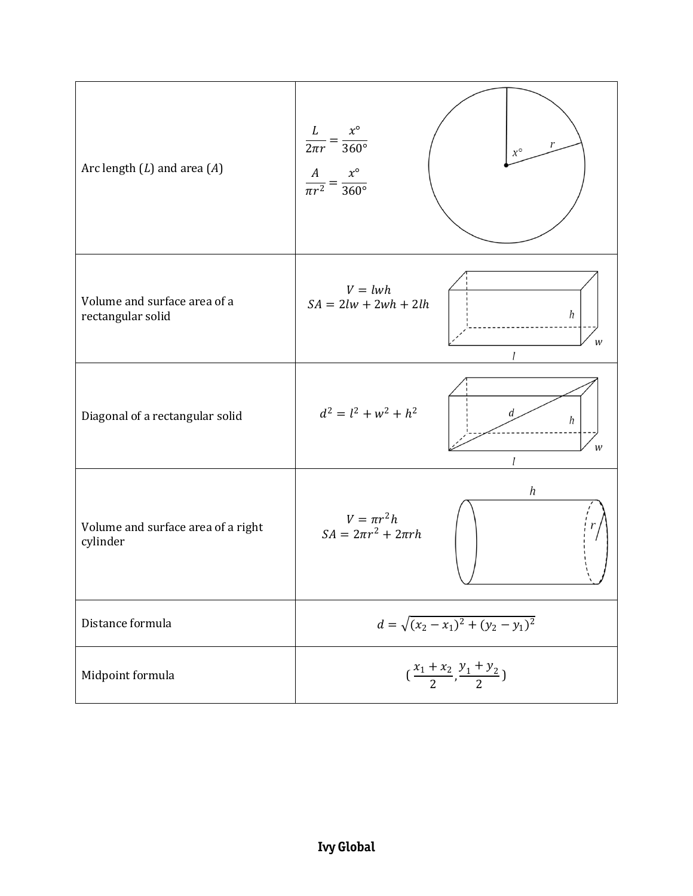| | |
|---|---|
| Arc length ($L$) and area ($A$) | $\frac{L}{2\pi r} = \frac{x°}{360°}$ <br> $\frac{A}{\pi r^2} = \frac{x°}{360°}$ |
| Volume and surface area of a rectangular solid | $V = lwh$ <br> $SA = 2lw + 2wh + 2lh$ |
| Diagonal of a rectangular solid | $d^2 = l^2 + w^2 + h^2$ |
| Volume and surface area of a right cylinder | $V = \pi r^2 h$ <br> $SA = 2\pi r^2 + 2\pi rh$ |
| Distance formula | $d = \sqrt{(x_2 - x_1)^2 + (y_2 - y_1)^2}$ |
| Midpoint formula | $(\frac{x_1 + x_2}{2}, \frac{y_1 + y_2}{2})$ |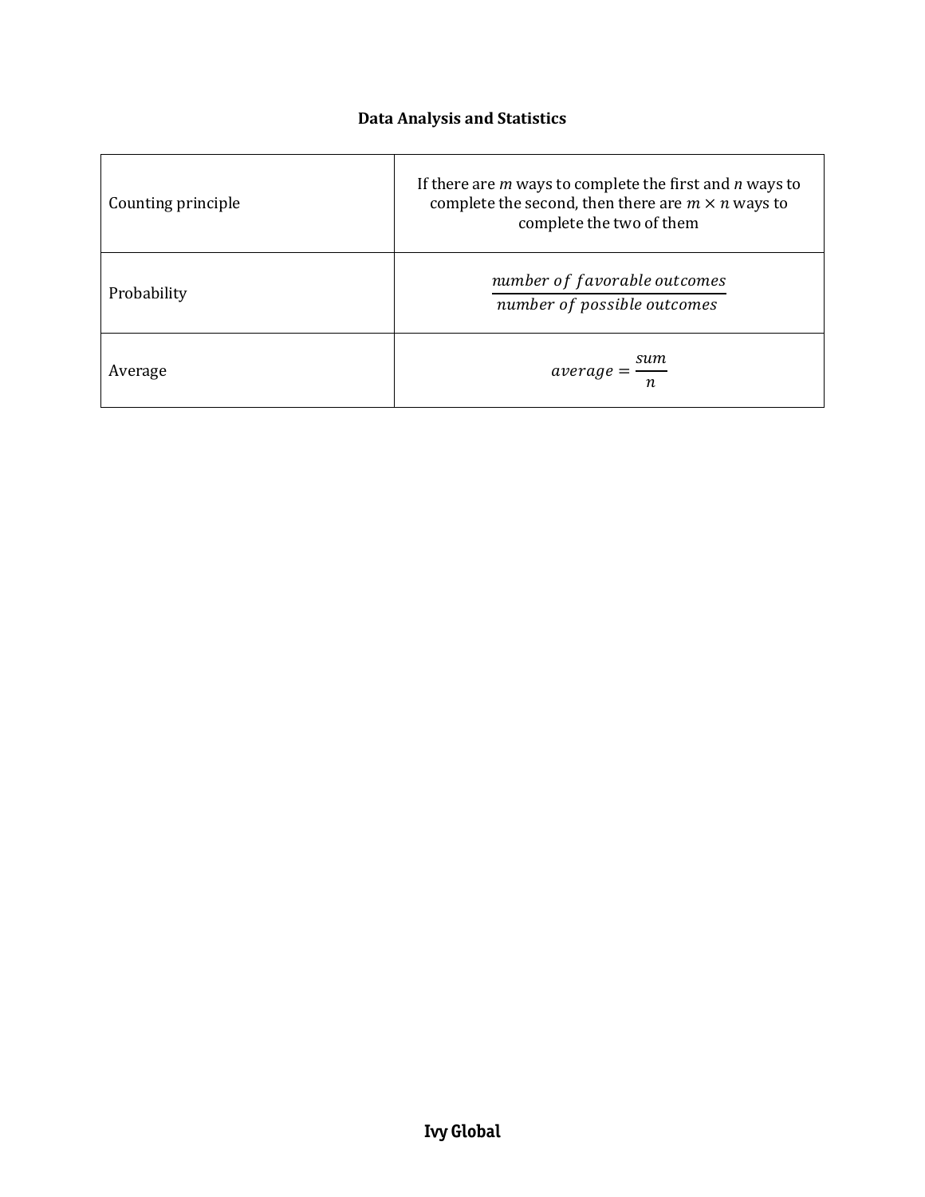## Data Analysis and Statistics

| | |
|---|---|
| Counting principle | If there are $m$ ways to complete the first and $n$ ways to complete the second, then there are $m \times n$ ways to complete the two of them |
| Probability | $\frac{number\ of\ favorable\ outcomes}{number\ of\ possible\ outcomes}$ |
| Average | $average = \frac{sum}{n}$ |